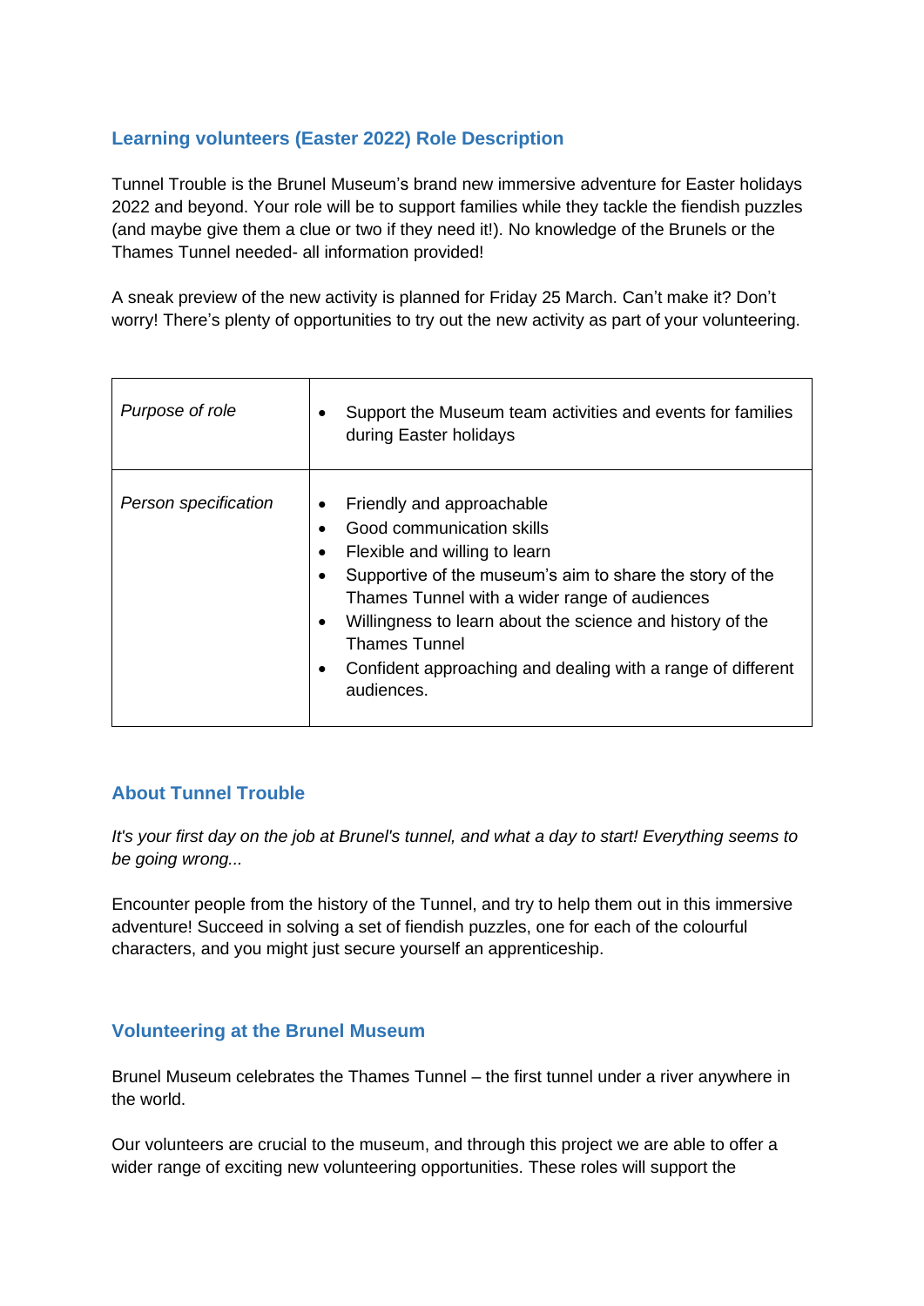## Learning volunteers (Easter 2022) Role Description

Tunnel Trouble is the Brunel Museum's brand new immersive adventure for Easter holidays 2022 and beyond. Your role will be to support families while they tackle the fiendish puzzles (and maybe give them a clue or two if they need it!). No knowledge of the Brunels or the Thames Tunnel needed- all information provided!

A sneak preview of the new activity is planned for Friday 25 March. Can't make it? Don't worry! There's plenty of opportunities to try out the new activity as part of your volunteering.

| | |
|---|---|
| *Purpose of role* | • Support the Museum team activities and events for families during Easter holidays |
| *Person specification* | • Friendly and approachable<br>• Good communication skills<br>• Flexible and willing to learn<br>• Supportive of the museum's aim to share the story of the Thames Tunnel with a wider range of audiences<br>• Willingness to learn about the science and history of the Thames Tunnel<br>• Confident approaching and dealing with a range of different audiences. |

## About Tunnel Trouble

*It's your first day on the job at Brunel's tunnel, and what a day to start! Everything seems to be going wrong...*

Encounter people from the history of the Tunnel, and try to help them out in this immersive adventure! Succeed in solving a set of fiendish puzzles, one for each of the colourful characters, and you might just secure yourself an apprenticeship.

## Volunteering at the Brunel Museum

Brunel Museum celebrates the Thames Tunnel – the first tunnel under a river anywhere in the world.

Our volunteers are crucial to the museum, and through this project we are able to offer a wider range of exciting new volunteering opportunities. These roles will support the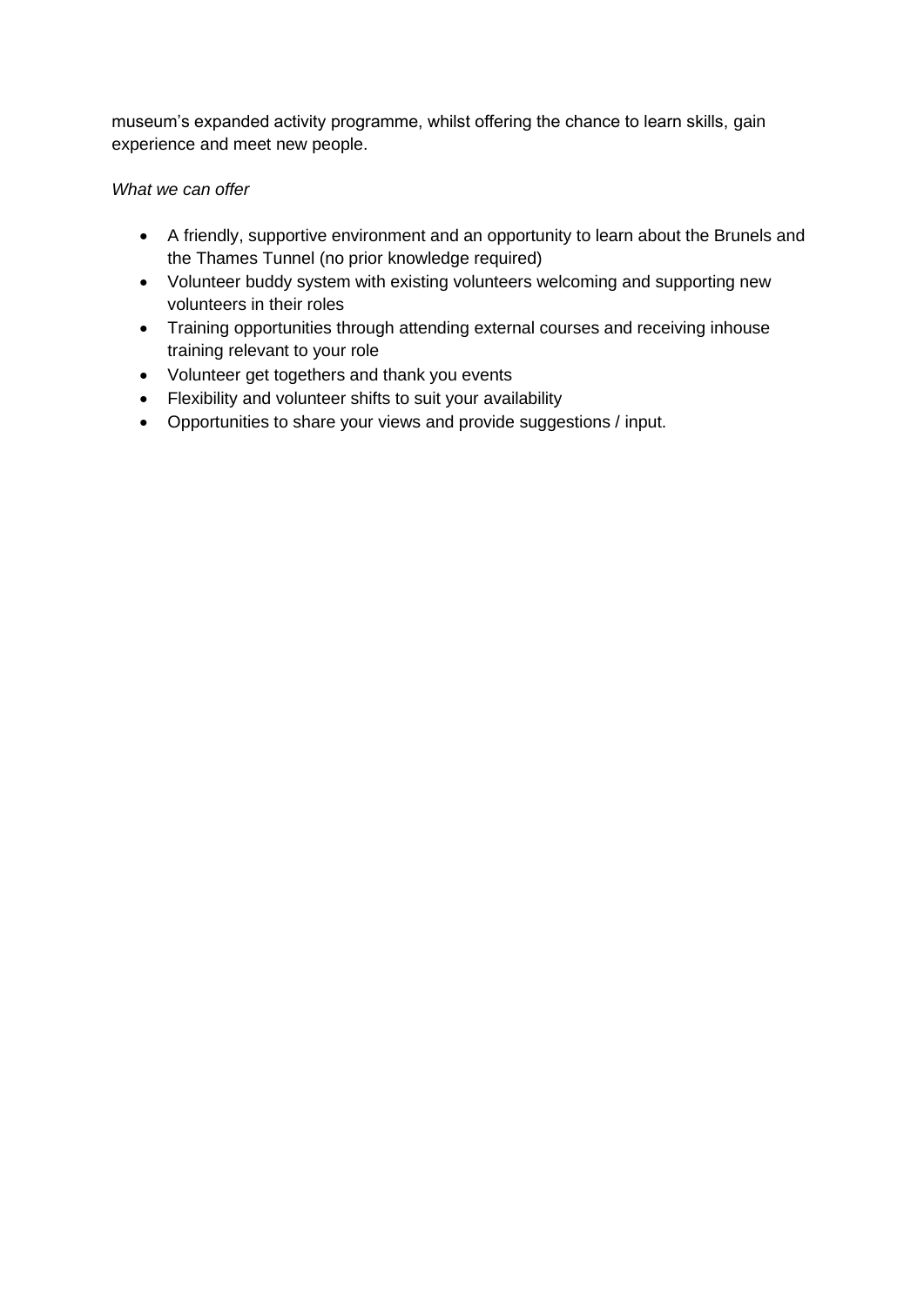museum's expanded activity programme, whilst offering the chance to learn skills, gain experience and meet new people.

*What we can offer*

- A friendly, supportive environment and an opportunity to learn about the Brunels and the Thames Tunnel (no prior knowledge required)
- Volunteer buddy system with existing volunteers welcoming and supporting new volunteers in their roles
- Training opportunities through attending external courses and receiving inhouse training relevant to your role
- Volunteer get togethers and thank you events
- Flexibility and volunteer shifts to suit your availability
- Opportunities to share your views and provide suggestions / input.